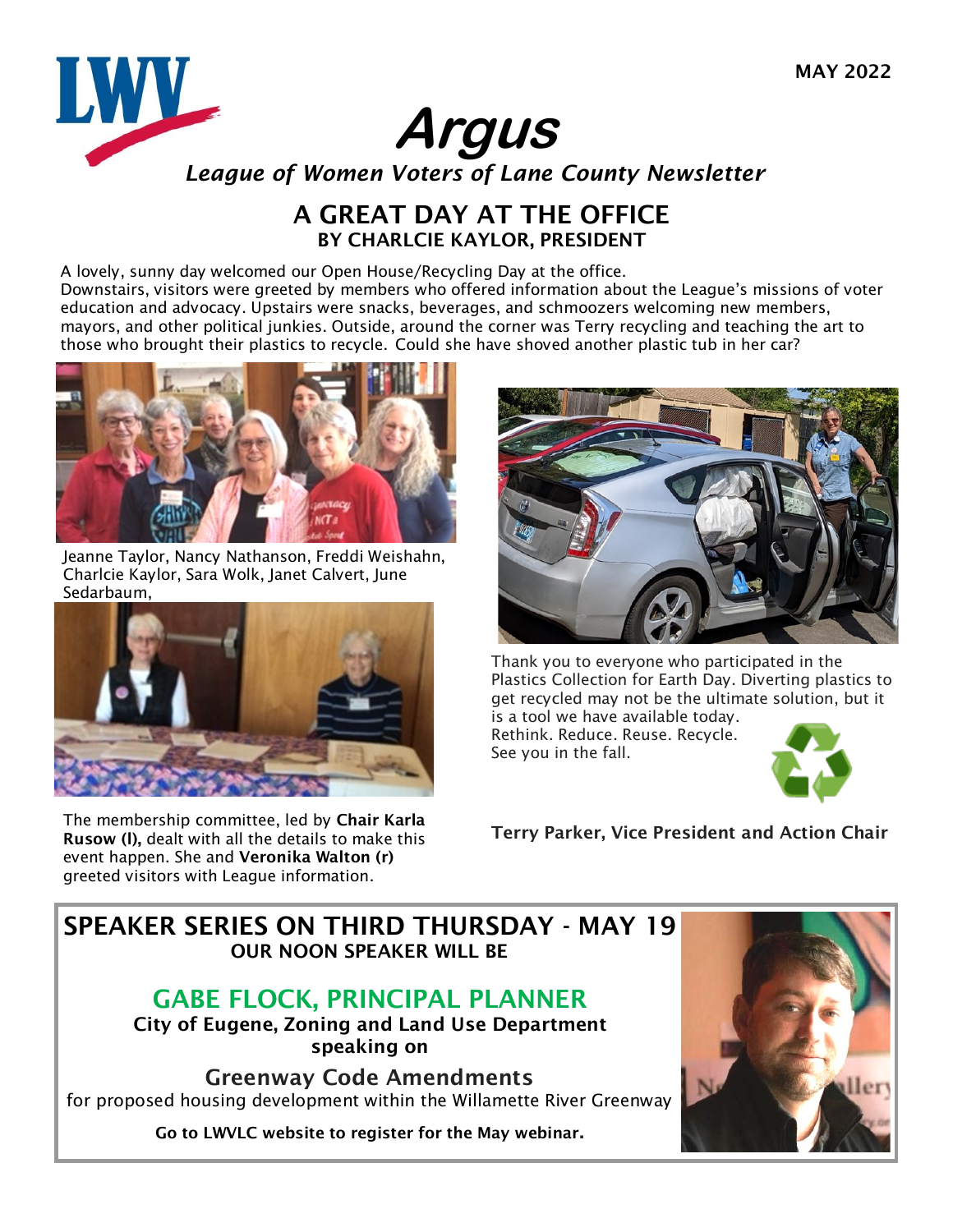MAY 2022

# Argus

*League of Women Voters of Lane County Newsletter*

## A GREAT DAY AT THE OFFICE
### BY CHARLCIE KAYLOR, PRESIDENT

A lovely, sunny day welcomed our Open House/Recycling Day at the office. Downstairs, visitors were greeted by members who offered information about the League's missions of voter education and advocacy. Upstairs were snacks, beverages, and schmoozers welcoming new members, mayors, and other political junkies. Outside, around the corner was Terry recycling and teaching the art to those who brought their plastics to recycle. Could she have shoved another plastic tub in her car?

Jeanne Taylor, Nancy Nathanson, Freddi Weishahn, Charlcie Kaylor, Sara Wolk, Janet Calvert, June Sedarbaum,

The membership committee, led by **Chair Karla Rusow (l),** dealt with all the details to make this event happen. She and **Veronika Walton (r)** greeted visitors with League information.

Thank you to everyone who participated in the Plastics Collection for Earth Day. Diverting plastics to get recycled may not be the ultimate solution, but it is a tool we have available today.
Rethink. Reduce. Reuse. Recycle.
See you in the fall.

**Terry Parker, Vice President and Action Chair**

## SPEAKER SERIES ON THIRD THURSDAY - MAY 19
**OUR NOON SPEAKER WILL BE**

### GABE FLOCK, PRINCIPAL PLANNER
**City of Eugene, Zoning and Land Use Department speaking on**

**Greenway Code Amendments**

for proposed housing development within the Willamette River Greenway

**Go to LWVLC website to register for the May webinar.**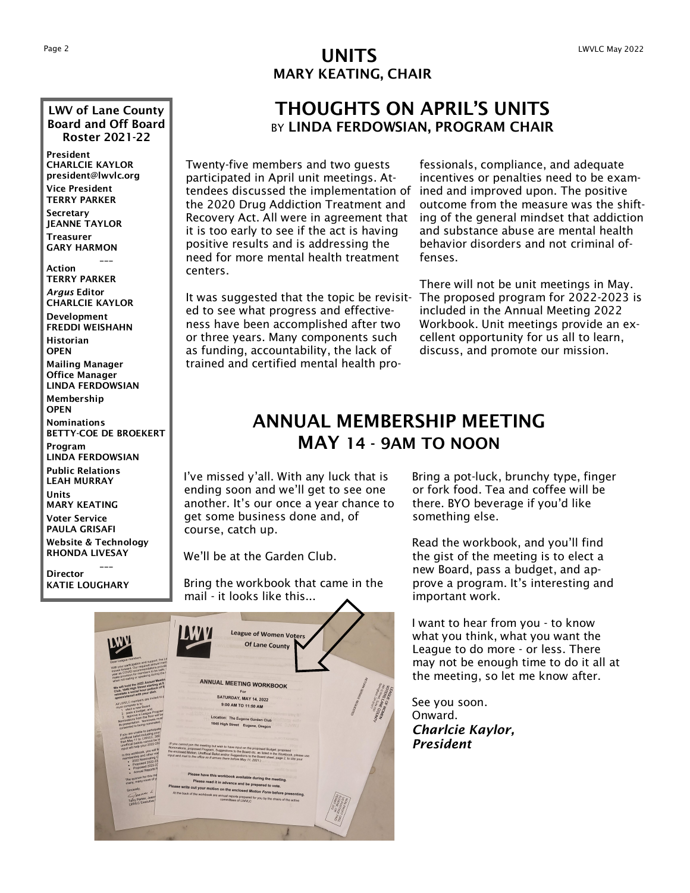# UNITS
## MARY KEATING, CHAIR

**LWV of Lane County Board and Off Board Roster 2021-22**

**President**
**CHARLCIE KAYLOR**
**president@lwvlc.org**

**Vice President**
**TERRY PARKER**

**Secretary**
**JEANNE TAYLOR**

**Treasurer**
**GARY HARMON**

---

**Action**
**TERRY PARKER**

***Argus* Editor**
**CHARLCIE KAYLOR**

**Development**
**FREDDI WEISHAHN**

**Historian**
**OPEN**

**Mailing Manager**
**Office Manager**
**LINDA FERDOWSIAN**

**Membership**
**OPEN**

**Nominations**
**BETTY-COE DE BROEKERT**

**Program**
**LINDA FERDOWSIAN**

**Public Relations**
**LEAH MURRAY**

**Units**
**MARY KEATING**

**Voter Service**
**PAULA GRISAFI**

**Website & Technology**
**RHONDA LIVESAY**

---

**Director**
**KATIE LOUGHARY**

## THOUGHTS ON APRIL'S UNITS
### BY LINDA FERDOWSIAN, PROGRAM CHAIR

Twenty-five members and two guests participated in April unit meetings. Attendees discussed the implementation of the 2020 Drug Addiction Treatment and Recovery Act. All were in agreement that it is too early to see if the act is having positive results and is addressing the need for more mental health treatment centers.

It was suggested that the topic be revisited to see what progress and effectiveness have been accomplished after two or three years. Many components such as funding, accountability, the lack of trained and certified mental health professionals, compliance, and adequate incentives or penalties need to be examined and improved upon. The positive outcome from the measure was the shifting of the general mindset that addiction and substance abuse are mental health behavior disorders and not criminal offenses.

There will not be unit meetings in May. The proposed program for 2022-2023 is included in the Annual Meeting 2022 Workbook. Unit meetings provide an excellent opportunity for us all to learn, discuss, and promote our mission.

## ANNUAL MEMBERSHIP MEETING
## MAY 14 - 9AM TO NOON

I've missed y'all. With any luck that is ending soon and we'll get to see one another. It's our once a year chance to get some business done and, of course, catch up.

We'll be at the Garden Club.

Bring the workbook that came in the mail - it looks like this...

Bring a pot-luck, brunchy type, finger or fork food. Tea and coffee will be there. BYO beverage if you'd like something else.

Read the workbook, and you'll find the gist of the meeting is to elect a new Board, pass a budget, and approve a program. It's interesting and important work.

I want to hear from you - to know what you think, what you want the League to do more - or less. There may not be enough time to do it all at the meeting, so let me know after.

See you soon.
Onward.
***Charlcie Kaylor,***
***President***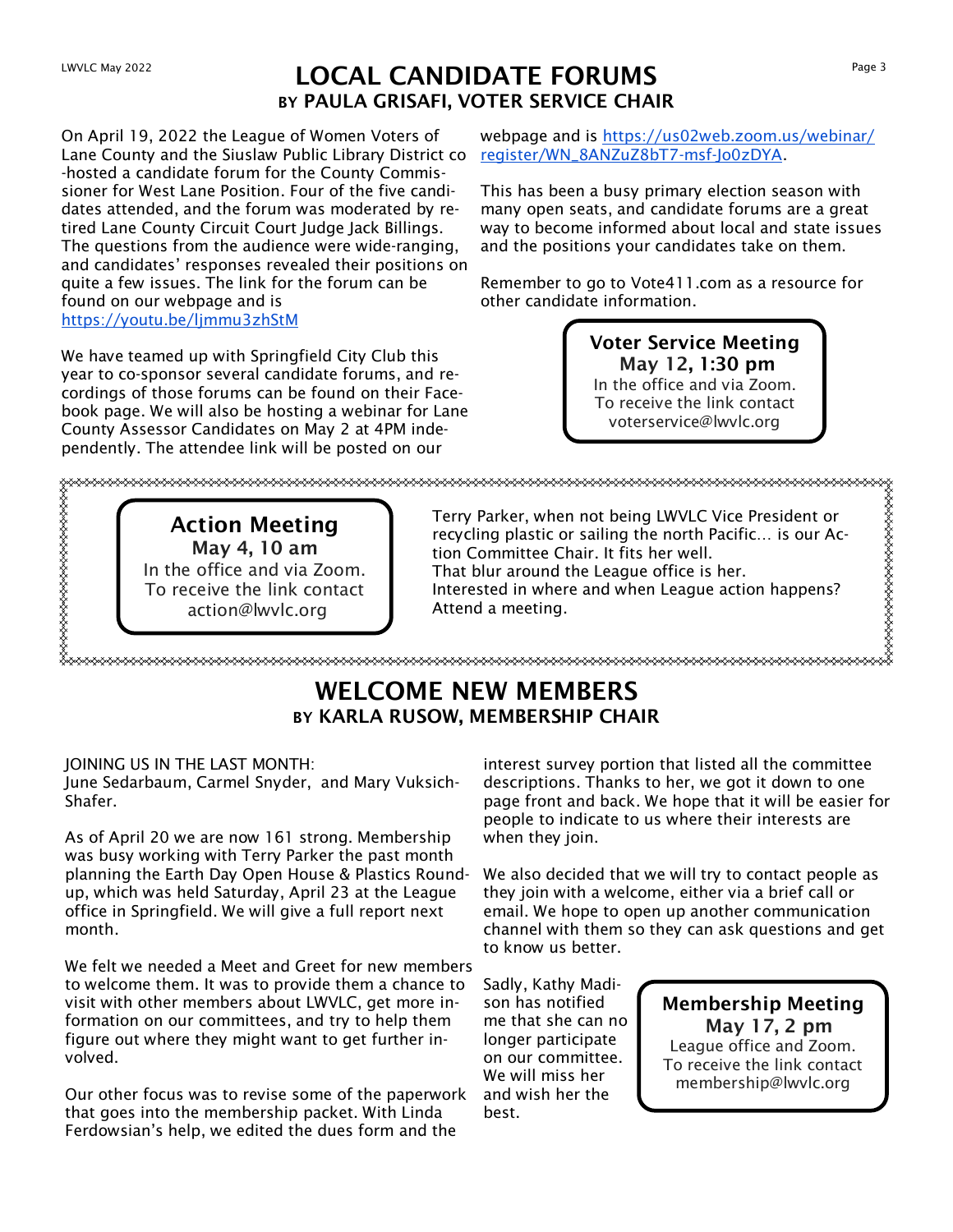# LOCAL CANDIDATE FORUMS

## BY PAULA GRISAFI, VOTER SERVICE CHAIR

On April 19, 2022 the League of Women Voters of Lane County and the Siuslaw Public Library District co-hosted a candidate forum for the County Commissioner for West Lane Position. Four of the five candidates attended, and the forum was moderated by retired Lane County Circuit Court Judge Jack Billings. The questions from the audience were wide-ranging, and candidates' responses revealed their positions on quite a few issues. The link for the forum can be found on our webpage and is https://youtu.be/ljmmu3zhStM

We have teamed up with Springfield City Club this year to co-sponsor several candidate forums, and recordings of those forums can be found on their Facebook page. We will also be hosting a webinar for Lane County Assessor Candidates on May 2 at 4PM independently. The attendee link will be posted on our webpage and is https://us02web.zoom.us/webinar/register/WN_8ANZuZ8bT7-msf-Jo0zDYA.

This has been a busy primary election season with many open seats, and candidate forums are a great way to become informed about local and state issues and the positions your candidates take on them.

Remember to go to Vote411.com as a resource for other candidate information.

**Voter Service Meeting**
**May 12, 1:30 pm**
In the office and via Zoom.
To receive the link contact
voterservice@lwvlc.org

**Action Meeting**
**May 4, 10 am**
In the office and via Zoom.
To receive the link contact
action@lwvlc.org

Terry Parker, when not being LWVLC Vice President or recycling plastic or sailing the north Pacific… is our Action Committee Chair. It fits her well.
That blur around the League office is her.
Interested in where and when League action happens? Attend a meeting.

# WELCOME NEW MEMBERS

## BY KARLA RUSOW, MEMBERSHIP CHAIR

JOINING US IN THE LAST MONTH:
June Sedarbaum, Carmel Snyder, and Mary Vuksich-Shafer.

As of April 20 we are now 161 strong. Membership was busy working with Terry Parker the past month planning the Earth Day Open House & Plastics Roundup, which was held Saturday, April 23 at the League office in Springfield. We will give a full report next month.

We felt we needed a Meet and Greet for new members to welcome them. It was to provide them a chance to visit with other members about LWVLC, get more information on our committees, and try to help them figure out where they might want to get further involved.

Our other focus was to revise some of the paperwork that goes into the membership packet. With Linda Ferdowsian's help, we edited the dues form and the interest survey portion that listed all the committee descriptions. Thanks to her, we got it down to one page front and back. We hope that it will be easier for people to indicate to us where their interests are when they join.

We also decided that we will try to contact people as they join with a welcome, either via a brief call or email. We hope to open up another communication channel with them so they can ask questions and get to know us better.

Sadly, Kathy Madison has notified me that she can no longer participate on our committee. We will miss her and wish her the best.

**Membership Meeting**
**May 17, 2 pm**
League office and Zoom.
To receive the link contact
membership@lwvlc.org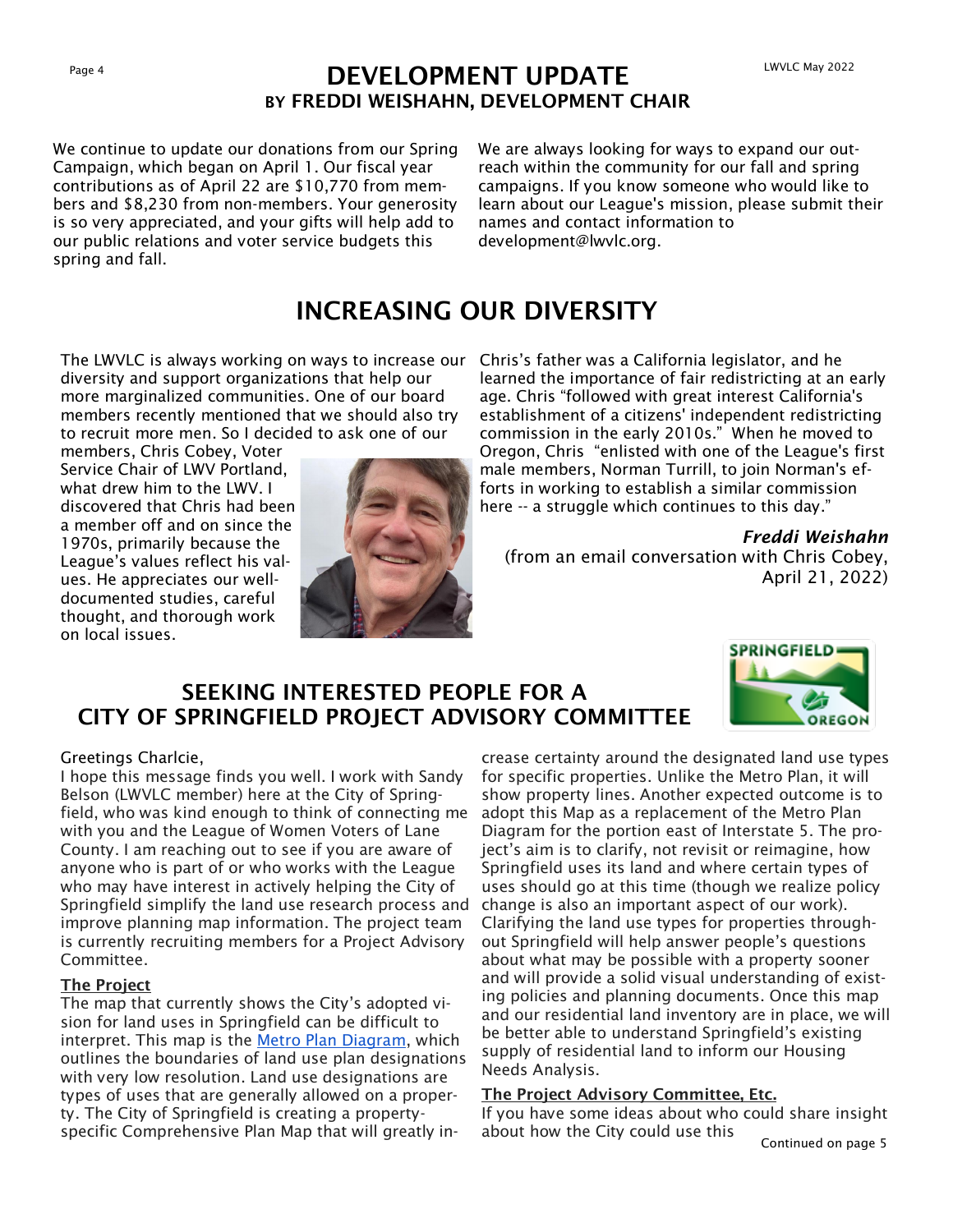# DEVELOPMENT UPDATE

## BY FREDDI WEISHAHN, DEVELOPMENT CHAIR

We continue to update our donations from our Spring Campaign, which began on April 1. Our fiscal year contributions as of April 22 are $10,770 from members and $8,230 from non-members. Your generosity is so very appreciated, and your gifts will help add to our public relations and voter service budgets this spring and fall.

We are always looking for ways to expand our outreach within the community for our fall and spring campaigns. If you know someone who would like to learn about our League's mission, please submit their names and contact information to development@lwvlc.org.

# INCREASING OUR DIVERSITY

The LWVLC is always working on ways to increase our diversity and support organizations that help our more marginalized communities. One of our board members recently mentioned that we should also try to recruit more men. So I decided to ask one of our members, Chris Cobey, Voter Service Chair of LWV Portland, what drew him to the LWV. I discovered that Chris had been a member off and on since the 1970s, primarily because the League's values reflect his values. He appreciates our well-documented studies, careful thought, and thorough work on local issues.

Chris's father was a California legislator, and he learned the importance of fair redistricting at an early age. Chris "followed with great interest California's establishment of a citizens' independent redistricting commission in the early 2010s." When he moved to Oregon, Chris "enlisted with one of the League's first male members, Norman Turrill, to join Norman's efforts in working to establish a similar commission here -- a struggle which continues to this day."

***Freddi Weishahn***
(from an email conversation with Chris Cobey, April 21, 2022)

# SEEKING INTERESTED PEOPLE FOR A CITY OF SPRINGFIELD PROJECT ADVISORY COMMITTEE

Greetings Charlcie,

I hope this message finds you well. I work with Sandy Belson (LWVLC member) here at the City of Springfield, who was kind enough to think of connecting me with you and the League of Women Voters of Lane County. I am reaching out to see if you are aware of anyone who is part of or who works with the League who may have interest in actively helping the City of Springfield simplify the land use research process and improve planning map information. The project team is currently recruiting members for a Project Advisory Committee.

**The Project**

The map that currently shows the City's adopted vision for land uses in Springfield can be difficult to interpret. This map is the [Metro Plan Diagram], which outlines the boundaries of land use plan designations with very low resolution. Land use designations are types of uses that are generally allowed on a property. The City of Springfield is creating a property-specific Comprehensive Plan Map that will greatly increase certainty around the designated land use types for specific properties. Unlike the Metro Plan, it will show property lines. Another expected outcome is to adopt this Map as a replacement of the Metro Plan Diagram for the portion east of Interstate 5. The project's aim is to clarify, not revisit or reimagine, how Springfield uses its land and where certain types of uses should go at this time (though we realize policy change is also an important aspect of our work). Clarifying the land use types for properties throughout Springfield will help answer people's questions about what may be possible with a property sooner and will provide a solid visual understanding of existing policies and planning documents. Once this map and our residential land inventory are in place, we will be better able to understand Springfield's existing supply of residential land to inform our Housing Needs Analysis.

**The Project Advisory Committee, Etc.**

If you have some ideas about who could share insight about how the City could use this

Continued on page 5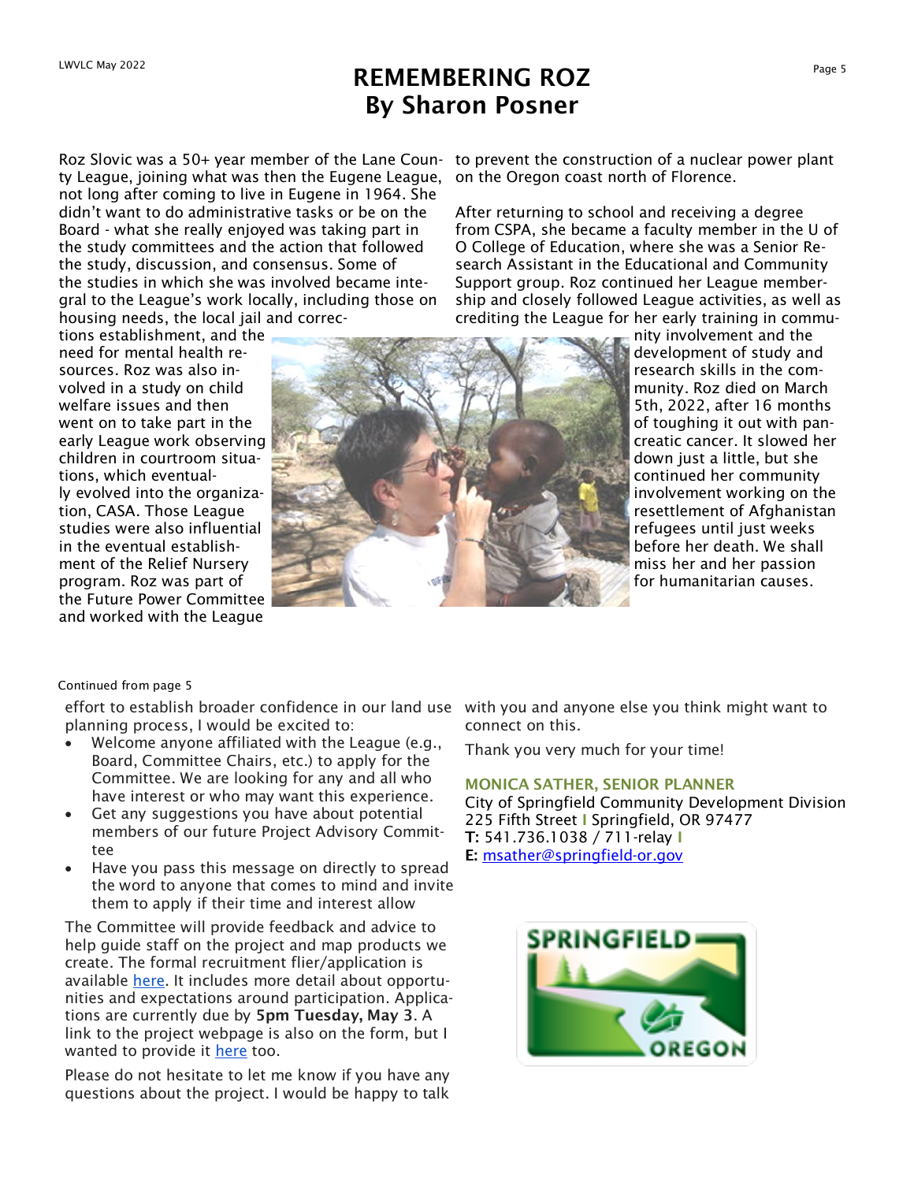# REMEMBERING ROZ
## By Sharon Posner

Roz Slovic was a 50+ year member of the Lane County League, joining what was then the Eugene League, not long after coming to live in Eugene in 1964. She didn't want to do administrative tasks or be on the Board - what she really enjoyed was taking part in the study committees and the action that followed the study, discussion, and consensus. Some of the studies in which she was involved became integral to the League's work locally, including those on housing needs, the local jail and corrections establishment, and the need for mental health resources. Roz was also involved in a study on child welfare issues and then went on to take part in the early League work observing children in courtroom situations, which eventually evolved into the organization, CASA. Those League studies were also influential in the eventual establishment of the Relief Nursery program. Roz was part of the Future Power Committee and worked with the League to prevent the construction of a nuclear power plant on the Oregon coast north of Florence.

After returning to school and receiving a degree from CSPA, she became a faculty member in the U of O College of Education, where she was a Senior Research Assistant in the Educational and Community Support group. Roz continued her League membership and closely followed League activities, as well as crediting the League for her early training in community involvement and the development of study and research skills in the community. Roz died on March 5th, 2022, after 16 months of toughing it out with pancreatic cancer. It slowed her down just a little, but she continued her community involvement working on the resettlement of Afghanistan refugees until just weeks before her death. We shall miss her and her passion for humanitarian causes.

Continued from page 5

effort to establish broader confidence in our land use planning process, I would be excited to:

- Welcome anyone affiliated with the League (e.g., Board, Committee Chairs, etc.) to apply for the Committee. We are looking for any and all who have interest or who may want this experience.
- Get any suggestions you have about potential members of our future Project Advisory Committee
- Have you pass this message on directly to spread the word to anyone that comes to mind and invite them to apply if their time and interest allow

The Committee will provide feedback and advice to help guide staff on the project and map products we create. The formal recruitment flier/application is available here. It includes more detail about opportunities and expectations around participation. Applications are currently due by **5pm Tuesday, May 3**. A link to the project webpage is also on the form, but I wanted to provide it here too.

Please do not hesitate to let me know if you have any questions about the project. I would be happy to talk with you and anyone else you think might want to connect on this.

Thank you very much for your time!

**MONICA SATHER, SENIOR PLANNER**
City of Springfield Community Development Division
225 Fifth Street | Springfield, OR 97477
**T:** 541.736.1038 / 711-relay |
**E:** msather@springfield-or.gov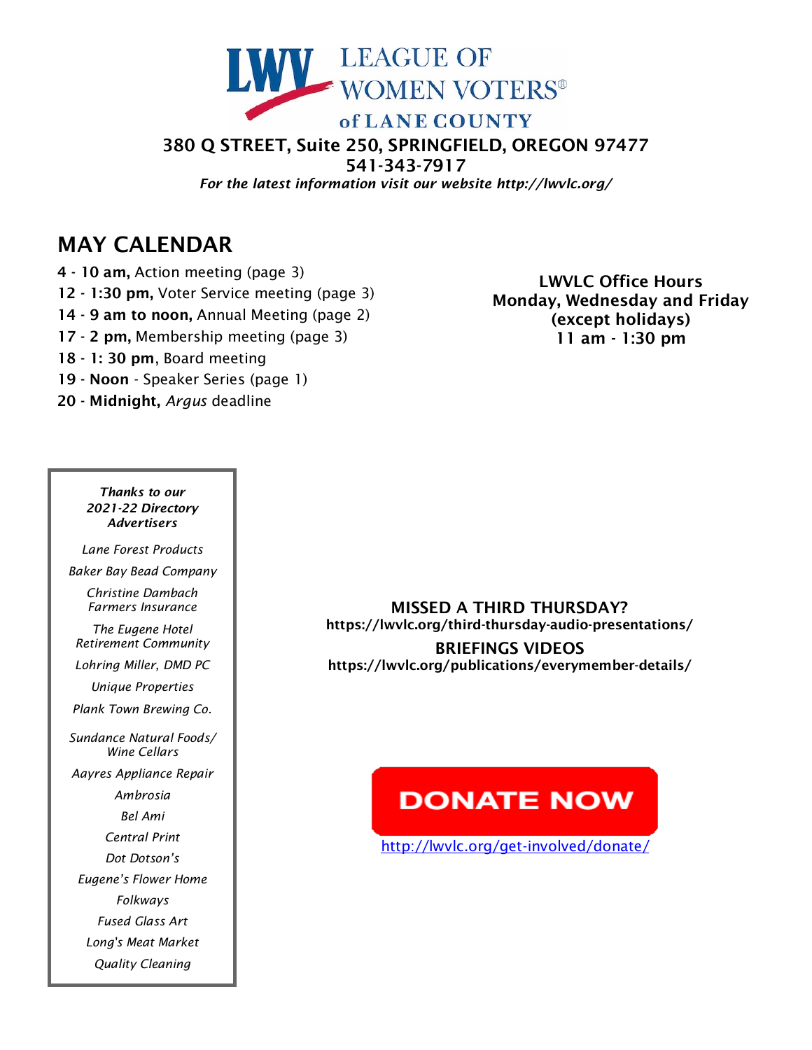# LWV LEAGUE OF WOMEN VOTERS® of LANE COUNTY

**380 Q STREET, Suite 250, SPRINGFIELD, OREGON 97477**

**541-343-7917**

***For the latest information visit our website http://lwvlc.org/***

## MAY CALENDAR

**4 - 10 am,** Action meeting (page 3)
**12 - 1:30 pm,** Voter Service meeting (page 3)
**14 - 9 am to noon,** Annual Meeting (page 2)
**17 - 2 pm,** Membership meeting (page 3)
**18 - 1: 30 pm**, Board meeting
**19 - Noon** - Speaker Series (page 1)
**20 - Midnight,** *Argus* deadline

**LWVLC Office Hours**
**Monday, Wednesday and Friday**
**(except holidays)**
**11 am - 1:30 pm**

***Thanks to our 2021-22 Directory Advertisers***

*Lane Forest Products*
*Baker Bay Bead Company*
*Christine Dambach Farmers Insurance*
*The Eugene Hotel Retirement Community*
*Lohring Miller, DMD PC*
*Unique Properties*
*Plank Town Brewing Co.*
*Sundance Natural Foods/ Wine Cellars*
*Aayres Appliance Repair*
*Ambrosia*
*Bel Ami*
*Central Print*
*Dot Dotson's*
*Eugene's Flower Home*
*Folkways*
*Fused Glass Art*
*Long's Meat Market*
*Quality Cleaning*

**MISSED A THIRD THURSDAY?**
**https://lwvlc.org/third-thursday-audio-presentations/**

**BRIEFINGS VIDEOS**
**https://lwvlc.org/publications/everymember-details/**

**DONATE NOW**
http://lwvlc.org/get-involved/donate/